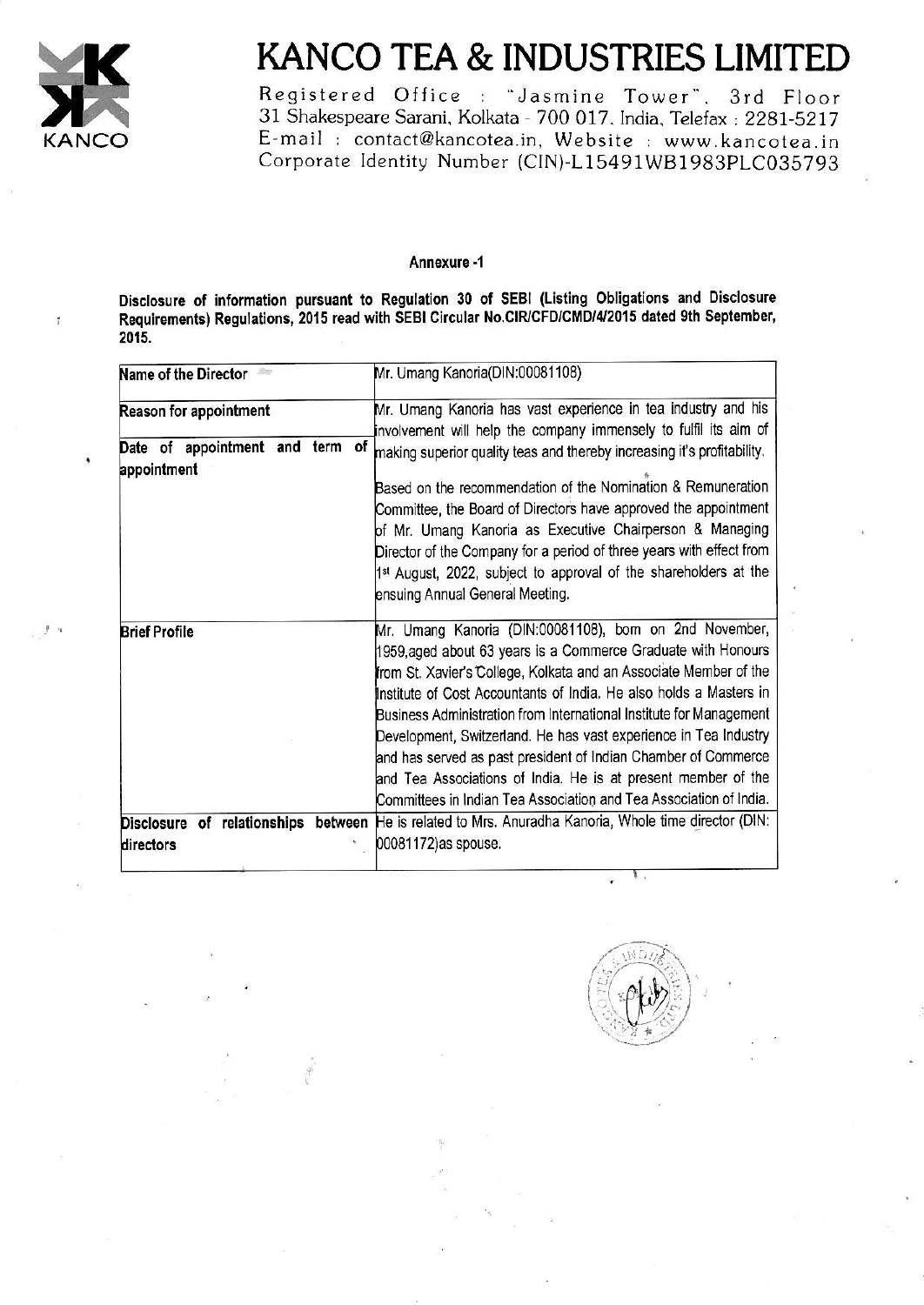# KANCO TEA & INDUSTRIES LIMITED

Registered Office : "Jasmine Tower", 3rd Floor
31 Shakespeare Sarani, Kolkata - 700 017, India, Telefax : 2281-5217
E-mail : contact@kancotea.in, Website : www.kancotea.in
Corporate Identity Number (CIN)-L15491WB1983PLC035793

**Annexure -1**

**Disclosure of information pursuant to Regulation 30 of SEBI (Listing Obligations and Disclosure Requirements) Regulations, 2015 read with SEBI Circular No.CIR/CFD/CMD/4/2015 dated 9th September, 2015.**

| Name of the Director | Mr. Umang Kanoria(DIN:00081108) |
|---|---|
| Reason for appointment | Mr. Umang Kanoria has vast experience in tea industry and his involvement will help the company immensely to fulfil its aim of making superior quality teas and thereby increasing it's profitability. |
| Date of appointment and term of appointment | Based on the recommendation of the Nomination & Remuneration Committee, the Board of Directors have approved the appointment of Mr. Umang Kanoria as Executive Chairperson & Managing Director of the Company for a period of three years with effect from 1st August, 2022, subject to approval of the shareholders at the ensuing Annual General Meeting. |
| Brief Profile | Mr. Umang Kanoria (DIN:00081108), born on 2nd November, 1959,aged about 63 years is a Commerce Graduate with Honours from St. Xavier's College, Kolkata and an Associate Member of the Institute of Cost Accountants of India. He also holds a Masters in Business Administration from International Institute for Management Development, Switzerland. He has vast experience in Tea Industry and has served as past president of Indian Chamber of Commerce and Tea Associations of India. He is at present member of the Committees in Indian Tea Association and Tea Association of India. |
| Disclosure of relationships between directors | He is related to Mrs. Anuradha Kanoria, Whole time director (DIN: 00081172)as spouse. |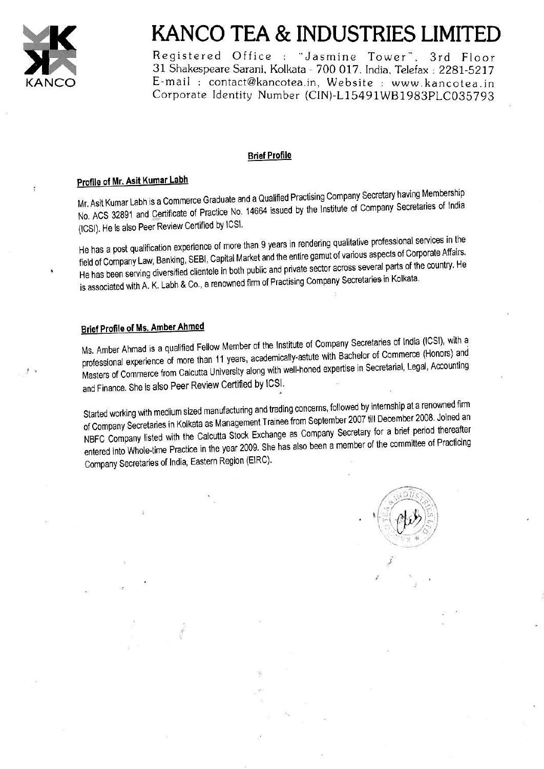# KANCO TEA & INDUSTRIES LIMITED

Registered Office : "Jasmine Tower", 3rd Floor
31 Shakespeare Sarani, Kolkata - 700 017, India, Telefax : 2281-5217
E-mail : contact@kancotea.in, Website : www.kancotea.in
Corporate Identity Number (CIN)-L15491WB1983PLC035793

**Brief Profile**

**Profile of Mr. Asit Kumar Labh**

Mr. Asit Kumar Labh is a Commerce Graduate and a Qualified Practising Company Secretary having Membership No. ACS 32891 and Certificate of Practice No. 14664 issued by the Institute of Company Secretaries of India (ICSI). He is also Peer Review Certified by ICSI.

He has a post qualification experience of more than 9 years in rendering qualitative professional services in the field of Company Law, Banking, SEBI, Capital Market and the entire gamut of various aspects of Corporate Affairs. He has been serving diversified clientele in both public and private sector across several parts of the country. He is associated with A. K. Labh & Co., a renowned firm of Practising Company Secretaries in Kolkata.

**Brief Profile of Ms. Amber Ahmed**

Ms. Amber Ahmad is a qualified Fellow Member of the Institute of Company Secretaries of India (ICSI), with a professional experience of more than 11 years, academically-astute with Bachelor of Commerce (Honors) and Masters of Commerce from Calcutta University along with well-honed expertise in Secretarial, Legal, Accounting and Finance. She is also Peer Review Certified by ICSI.

Started working with medium sized manufacturing and trading concerns, followed by internship at a renowned firm of Company Secretaries in Kolkata as Management Trainee from September 2007 till December 2008. Joined an NBFC Company listed with the Calcutta Stock Exchange as Company Secretary for a brief period thereafter entered into Whole-time Practice in the year 2009. She has also been a member of the committee of Practicing Company Secretaries of India, Eastern Region (EIRC).